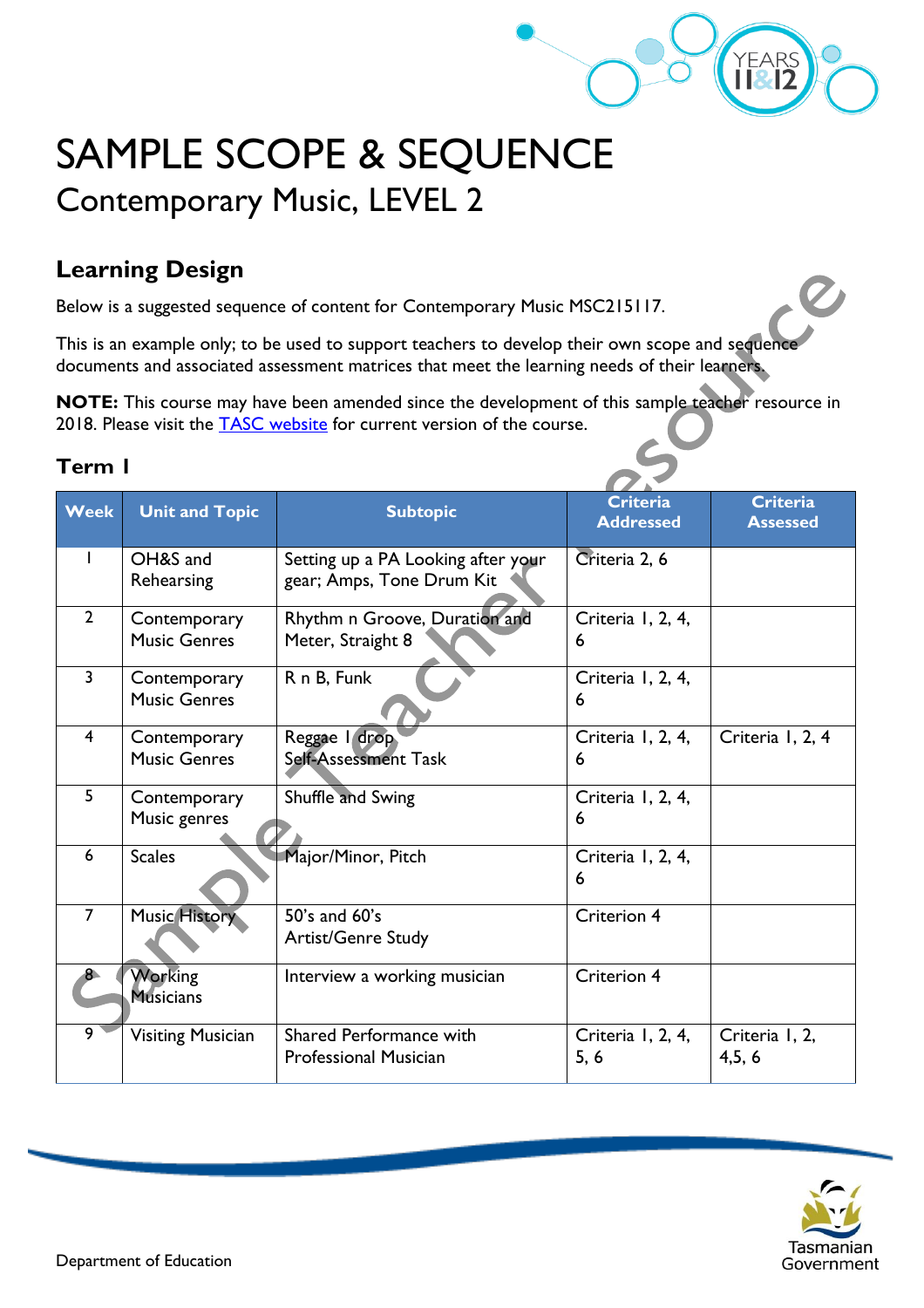# SAMPLE SCOPE & SEQUENCE

## Contemporary Music, LEVEL 2

## Learning Design

Below is a suggested sequence of content for Contemporary Music MSC215117.

This is an example only; to be used to support teachers to develop their own scope and sequence documents and associated assessment matrices that meet the learning needs of their learners.

**NOTE:** This course may have been amended since the development of this sample teacher resource in 2018. Please visit the TASC website for current version of the course.

### Term 1

| Week | Unit and Topic | Subtopic | Criteria Addressed | Criteria Assessed |
|---|---|---|---|---|
| 1 | OH&S and Rehearsing | Setting up a PA Looking after your gear; Amps, Tone Drum Kit | Criteria 2, 6 | |
| 2 | Contemporary Music Genres | Rhythm n Groove, Duration and Meter, Straight 8 | Criteria 1, 2, 4, 6 | |
| 3 | Contemporary Music Genres | R n B, Funk | Criteria 1, 2, 4, 6 | |
| 4 | Contemporary Music Genres | Reggae 1 drop<br>Self-Assessment Task | Criteria 1, 2, 4, 6 | Criteria 1, 2, 4 |
| 5 | Contemporary Music genres | Shuffle and Swing | Criteria 1, 2, 4, 6 | |
| 6 | Scales | Major/Minor, Pitch | Criteria 1, 2, 4, 6 | |
| 7 | Music History | 50's and 60's<br>Artist/Genre Study | Criterion 4 | |
| 8 | Working Musicians | Interview a working musician | Criterion 4 | |
| 9 | Visiting Musician | Shared Performance with Professional Musician | Criteria 1, 2, 4, 5, 6 | Criteria 1, 2, 4,5, 6 |

Department of Education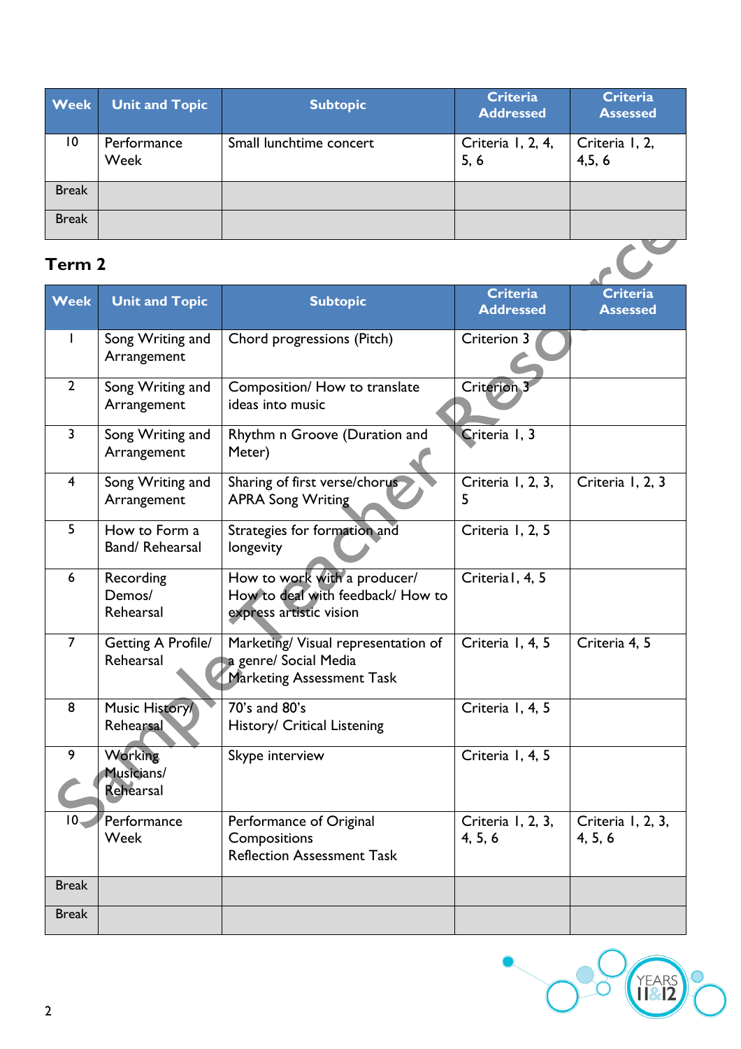| Week | Unit and Topic | Subtopic | Criteria Addressed | Criteria Assessed |
|---|---|---|---|---|
| 10 | Performance Week | Small lunchtime concert | Criteria 1, 2, 4, 5, 6 | Criteria 1, 2, 4,5, 6 |
| Break | | | | |
| Break | | | | |

## Term 2

| Week | Unit and Topic | Subtopic | Criteria Addressed | Criteria Assessed |
|---|---|---|---|---|
| 1 | Song Writing and Arrangement | Chord progressions (Pitch) | Criterion 3 | |
| 2 | Song Writing and Arrangement | Composition/ How to translate ideas into music | Criterion 3 | |
| 3 | Song Writing and Arrangement | Rhythm n Groove (Duration and Meter) | Criteria 1, 3 | |
| 4 | Song Writing and Arrangement | Sharing of first verse/chorus APRA Song Writing | Criteria 1, 2, 3, 5 | Criteria 1, 2, 3 |
| 5 | How to Form a Band/ Rehearsal | Strategies for formation and longevity | Criteria 1, 2, 5 | |
| 6 | Recording Demos/ Rehearsal | How to work with a producer/ How to deal with feedback/ How to express artistic vision | Criteria1, 4, 5 | |
| 7 | Getting A Profile/ Rehearsal | Marketing/ Visual representation of a genre/ Social Media Marketing Assessment Task | Criteria 1, 4, 5 | Criteria 4, 5 |
| 8 | Music History/ Rehearsal | 70's and 80's History/ Critical Listening | Criteria 1, 4, 5 | |
| 9 | Working Musicians/ Rehearsal | Skype interview | Criteria 1, 4, 5 | |
| 10 | Performance Week | Performance of Original Compositions Reflection Assessment Task | Criteria 1, 2, 3, 4, 5, 6 | Criteria 1, 2, 3, 4, 5, 6 |
| Break | | | | |
| Break | | | | |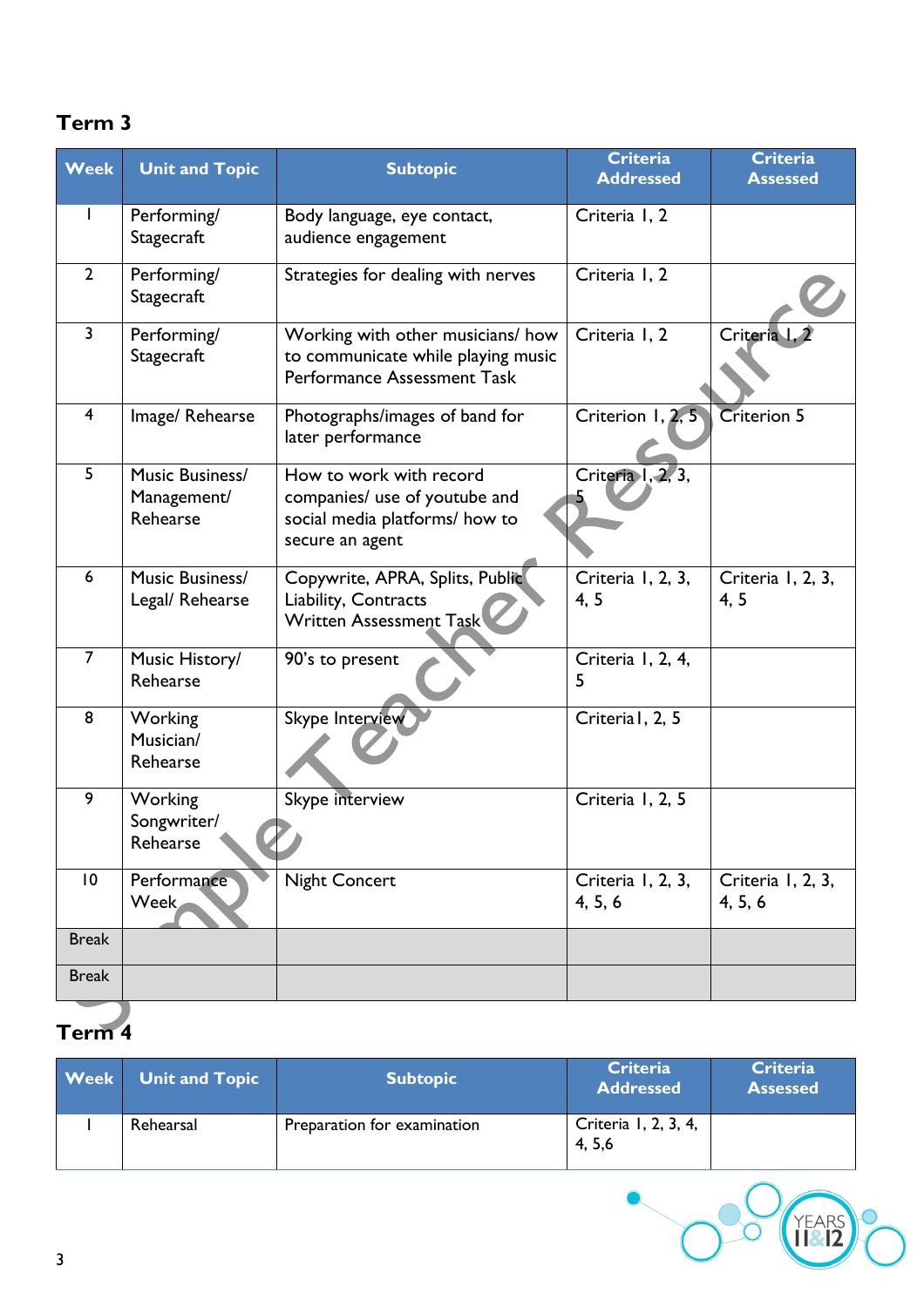## Term 3

| Week | Unit and Topic | Subtopic | Criteria Addressed | Criteria Assessed |
|---|---|---|---|---|
| 1 | Performing/ Stagecraft | Body language, eye contact, audience engagement | Criteria 1, 2 | |
| 2 | Performing/ Stagecraft | Strategies for dealing with nerves | Criteria 1, 2 | |
| 3 | Performing/ Stagecraft | Working with other musicians/ how to communicate while playing music Performance Assessment Task | Criteria 1, 2 | Criteria 1, 2 |
| 4 | Image/ Rehearse | Photographs/images of band for later performance | Criterion 1, 2, 5 | Criterion 5 |
| 5 | Music Business/ Management/ Rehearse | How to work with record companies/ use of youtube and social media platforms/ how to secure an agent | Criteria 1, 2, 3, 5 | |
| 6 | Music Business/ Legal/ Rehearse | Copywrite, APRA, Splits, Public Liability, Contracts Written Assessment Task | Criteria 1, 2, 3, 4, 5 | Criteria 1, 2, 3, 4, 5 |
| 7 | Music History/ Rehearse | 90's to present | Criteria 1, 2, 4, 5 | |
| 8 | Working Musician/ Rehearse | Skype Interview | Criteria1, 2, 5 | |
| 9 | Working Songwriter/ Rehearse | Skype interview | Criteria 1, 2, 5 | |
| 10 | Performance Week | Night Concert | Criteria 1, 2, 3, 4, 5, 6 | Criteria 1, 2, 3, 4, 5, 6 |
| Break | | | | |
| Break | | | | |

## Term 4

| Week | Unit and Topic | Subtopic | Criteria Addressed | Criteria Assessed |
|---|---|---|---|---|
| 1 | Rehearsal | Preparation for examination | Criteria 1, 2, 3, 4, 4, 5,6 | |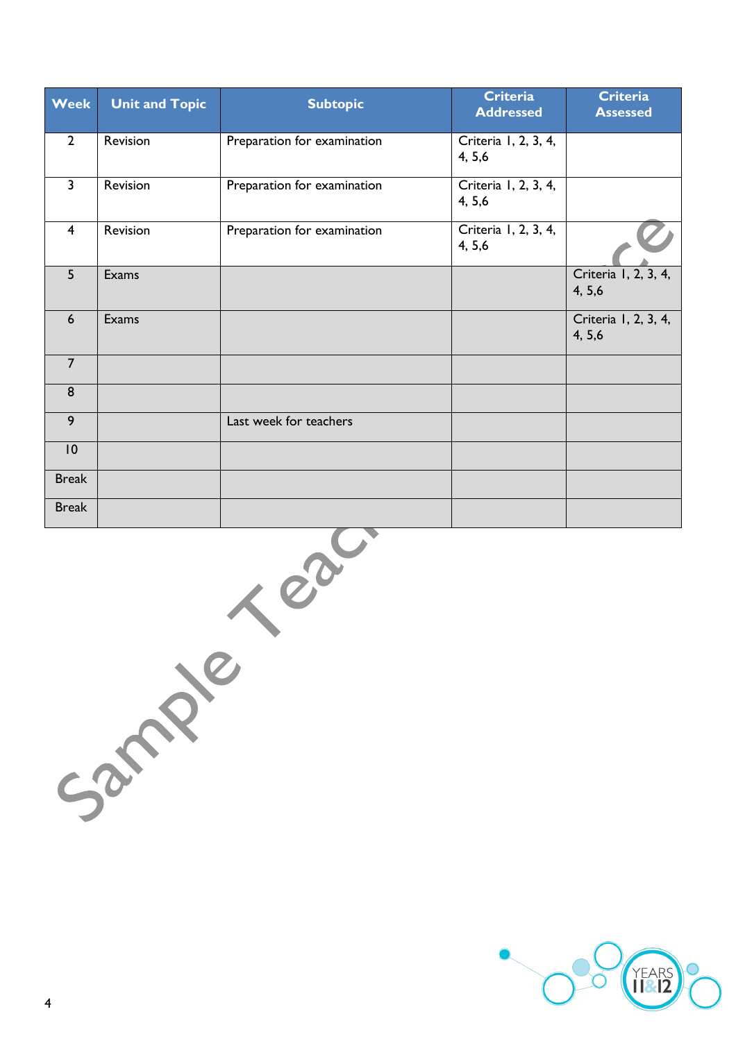| Week | Unit and Topic | Subtopic | Criteria Addressed | Criteria Assessed |
|---|---|---|---|---|
| 2 | Revision | Preparation for examination | Criteria 1, 2, 3, 4, 4, 5,6 | |
| 3 | Revision | Preparation for examination | Criteria 1, 2, 3, 4, 4, 5,6 | |
| 4 | Revision | Preparation for examination | Criteria 1, 2, 3, 4, 4, 5,6 | |
| 5 | Exams | | | Criteria 1, 2, 3, 4, 4, 5,6 |
| 6 | Exams | | | Criteria 1, 2, 3, 4, 4, 5,6 |
| 7 | | | | |
| 8 | | | | |
| 9 | | Last week for teachers | | |
| 10 | | | | |
| Break | | | | |
| Break | | | | |